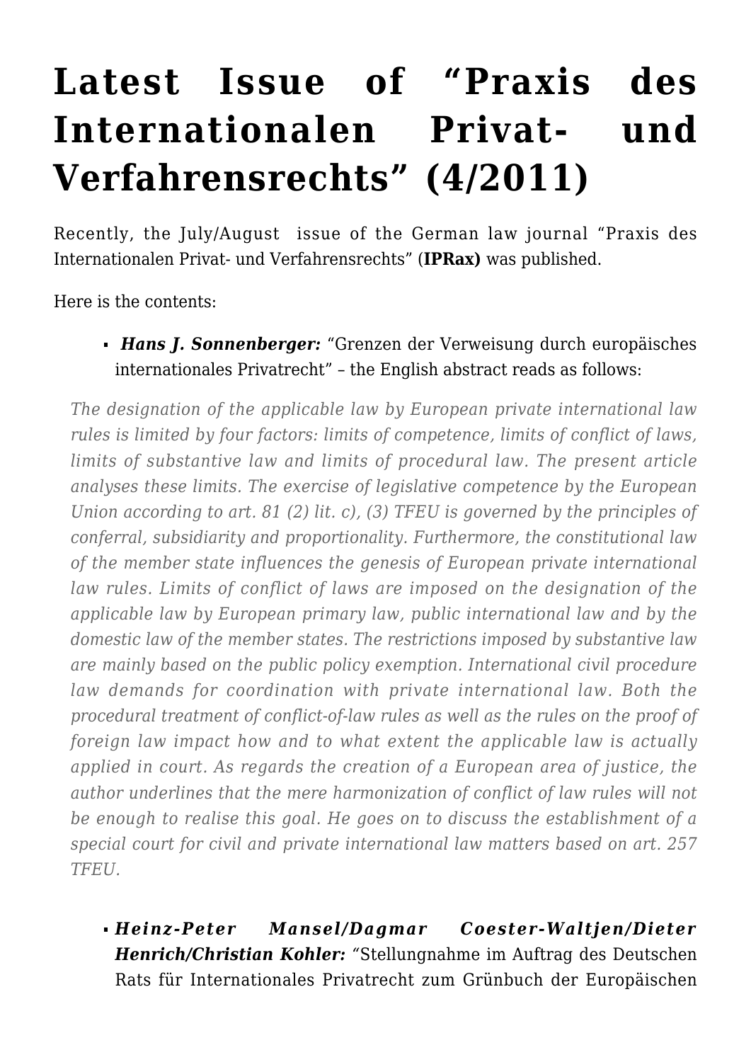# Latest Issue of "Praxis des Internationalen Privat- und Verfahrensrechts" (4/2011)

Recently, the July/August issue of the German law journal "Praxis des Internationalen Privat- und Verfahrensrechts" (**IPRax)** was published.

Here is the contents:

- ***Hans J. Sonnenberger:*** "Grenzen der Verweisung durch europäisches internationales Privatrecht" – the English abstract reads as follows:

*The designation of the applicable law by European private international law rules is limited by four factors: limits of competence, limits of conflict of laws, limits of substantive law and limits of procedural law. The present article analyses these limits. The exercise of legislative competence by the European Union according to art. 81 (2) lit. c), (3) TFEU is governed by the principles of conferral, subsidiarity and proportionality. Furthermore, the constitutional law of the member state influences the genesis of European private international law rules. Limits of conflict of laws are imposed on the designation of the applicable law by European primary law, public international law and by the domestic law of the member states. The restrictions imposed by substantive law are mainly based on the public policy exemption. International civil procedure law demands for coordination with private international law. Both the procedural treatment of conflict-of-law rules as well as the rules on the proof of foreign law impact how and to what extent the applicable law is actually applied in court. As regards the creation of a European area of justice, the author underlines that the mere harmonization of conflict of law rules will not be enough to realise this goal. He goes on to discuss the establishment of a special court for civil and private international law matters based on art. 257 TFEU.*

- ***Heinz-Peter Mansel/Dagmar Coester-Waltjen/Dieter Henrich/Christian Kohler:*** "Stellungnahme im Auftrag des Deutschen Rats für Internationales Privatrecht zum Grünbuch der Europäischen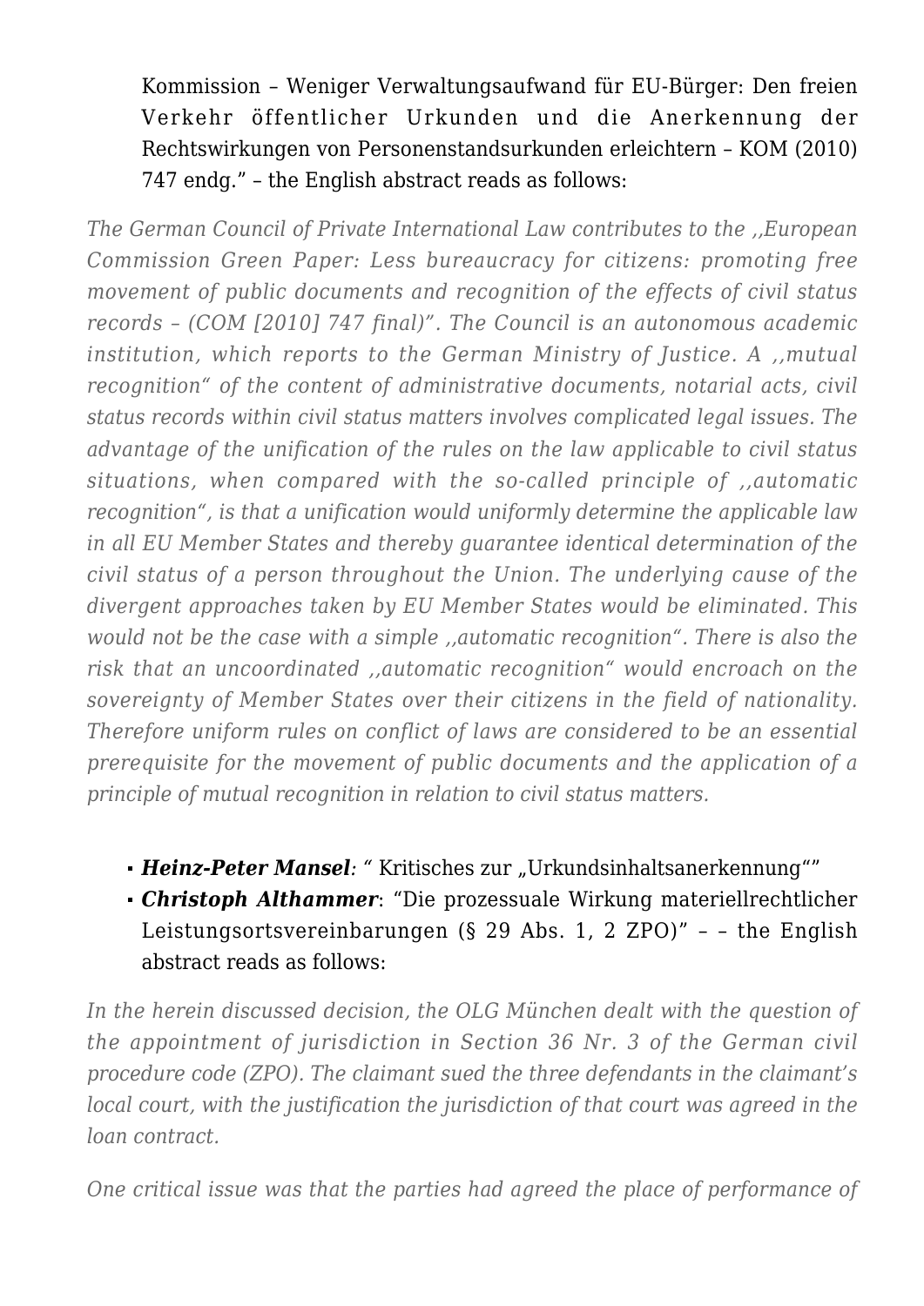Kommission – Weniger Verwaltungsaufwand für EU-Bürger: Den freien Verkehr öffentlicher Urkunden und die Anerkennung der Rechtswirkungen von Personenstandsurkunden erleichtern – KOM (2010) 747 endg." – the English abstract reads as follows:

*The German Council of Private International Law contributes to the ,,European Commission Green Paper: Less bureaucracy for citizens: promoting free movement of public documents and recognition of the effects of civil status records – (COM [2010] 747 final)". The Council is an autonomous academic institution, which reports to the German Ministry of Justice. A ,,mutual recognition" of the content of administrative documents, notarial acts, civil status records within civil status matters involves complicated legal issues. The advantage of the unification of the rules on the law applicable to civil status situations, when compared with the so-called principle of ,,automatic recognition", is that a unification would uniformly determine the applicable law in all EU Member States and thereby guarantee identical determination of the civil status of a person throughout the Union. The underlying cause of the divergent approaches taken by EU Member States would be eliminated. This would not be the case with a simple ,,automatic recognition". There is also the risk that an uncoordinated ,,automatic recognition" would encroach on the sovereignty of Member States over their citizens in the field of nationality. Therefore uniform rules on conflict of laws are considered to be an essential prerequisite for the movement of public documents and the application of a principle of mutual recognition in relation to civil status matters.*

- ***Heinz-Peter Mansel**: "* Kritisches zur „Urkundsinhaltsanerkennung""
- ***Christoph Althammer***: "Die prozessuale Wirkung materiellrechtlicher Leistungsortsvereinbarungen (§ 29 Abs. 1, 2 ZPO)" – – the English abstract reads as follows:

*In the herein discussed decision, the OLG München dealt with the question of the appointment of jurisdiction in Section 36 Nr. 3 of the German civil procedure code (ZPO). The claimant sued the three defendants in the claimant's local court, with the justification the jurisdiction of that court was agreed in the loan contract.*

*One critical issue was that the parties had agreed the place of performance of*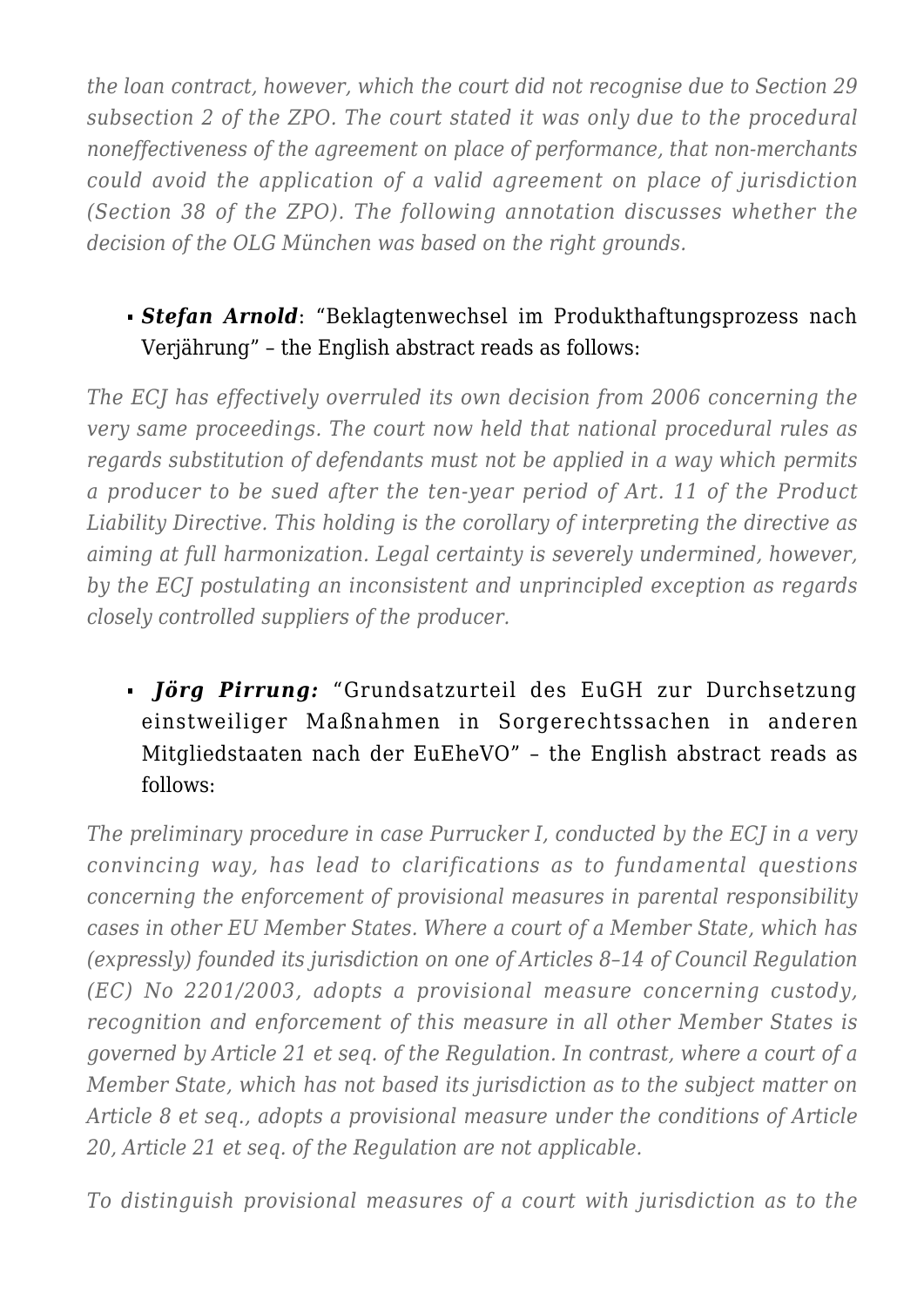*the loan contract, however, which the court did not recognise due to Section 29 subsection 2 of the ZPO. The court stated it was only due to the procedural noneffectiveness of the agreement on place of performance, that non-merchants could avoid the application of a valid agreement on place of jurisdiction (Section 38 of the ZPO). The following annotation discusses whether the decision of the OLG München was based on the right grounds.*

- ***Stefan Arnold***: "Beklagtenwechsel im Produkthaftungsprozess nach Verjährung" – the English abstract reads as follows:

*The ECJ has effectively overruled its own decision from 2006 concerning the very same proceedings. The court now held that national procedural rules as regards substitution of defendants must not be applied in a way which permits a producer to be sued after the ten-year period of Art. 11 of the Product Liability Directive. This holding is the corollary of interpreting the directive as aiming at full harmonization. Legal certainty is severely undermined, however, by the ECJ postulating an inconsistent and unprincipled exception as regards closely controlled suppliers of the producer.*

- ***Jörg Pirrung:*** "Grundsatzurteil des EuGH zur Durchsetzung einstweiliger Maßnahmen in Sorgerechtssachen in anderen Mitgliedstaaten nach der EuEheVO" – the English abstract reads as follows:

*The preliminary procedure in case Purrucker I, conducted by the ECJ in a very convincing way, has lead to clarifications as to fundamental questions concerning the enforcement of provisional measures in parental responsibility cases in other EU Member States. Where a court of a Member State, which has (expressly) founded its jurisdiction on one of Articles 8–14 of Council Regulation (EC) No 2201/2003, adopts a provisional measure concerning custody, recognition and enforcement of this measure in all other Member States is governed by Article 21 et seq. of the Regulation. In contrast, where a court of a Member State, which has not based its jurisdiction as to the subject matter on Article 8 et seq., adopts a provisional measure under the conditions of Article 20, Article 21 et seq. of the Regulation are not applicable.*

*To distinguish provisional measures of a court with jurisdiction as to the*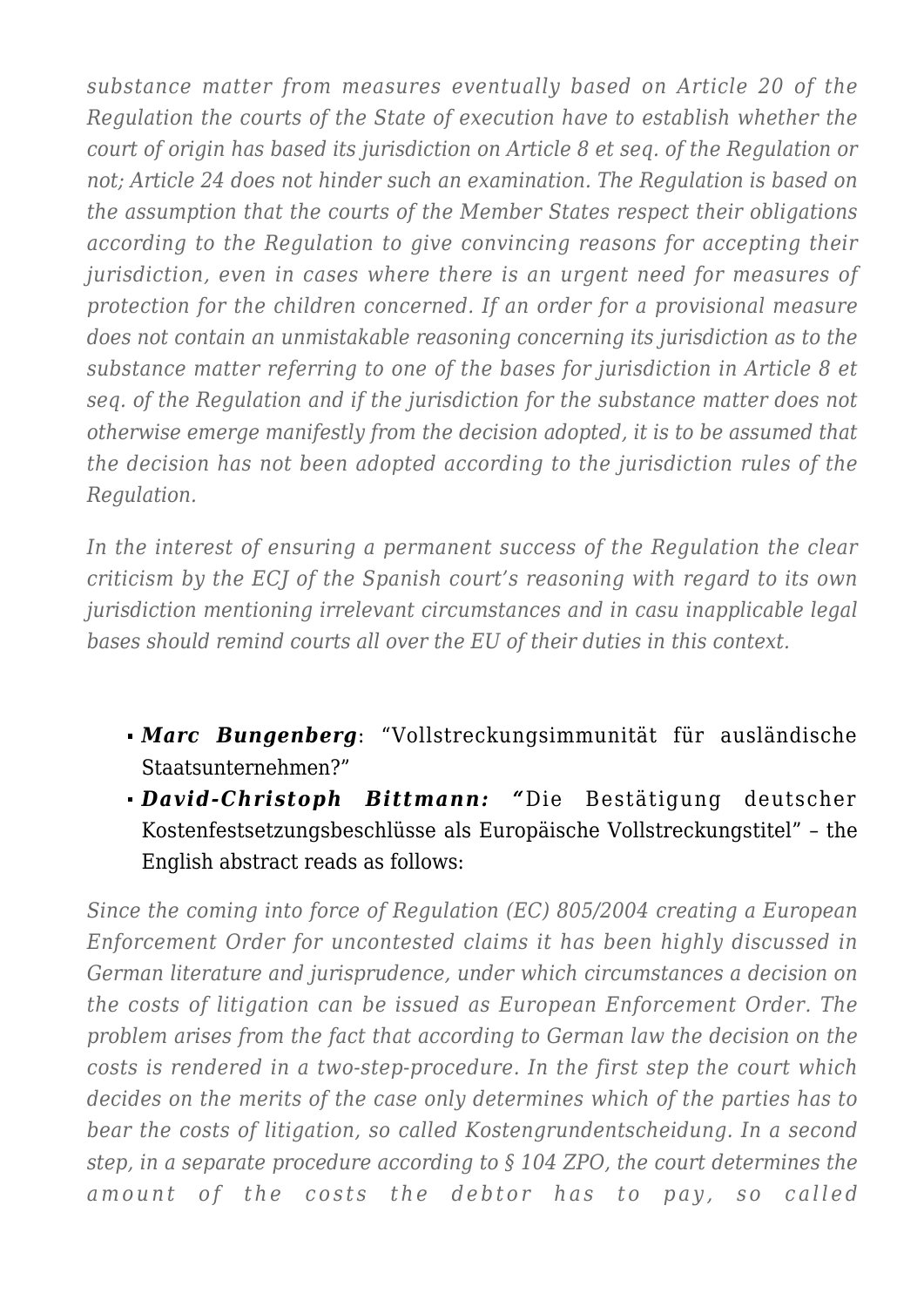*substance matter from measures eventually based on Article 20 of the Regulation the courts of the State of execution have to establish whether the court of origin has based its jurisdiction on Article 8 et seq. of the Regulation or not; Article 24 does not hinder such an examination. The Regulation is based on the assumption that the courts of the Member States respect their obligations according to the Regulation to give convincing reasons for accepting their jurisdiction, even in cases where there is an urgent need for measures of protection for the children concerned. If an order for a provisional measure does not contain an unmistakable reasoning concerning its jurisdiction as to the substance matter referring to one of the bases for jurisdiction in Article 8 et seq. of the Regulation and if the jurisdiction for the substance matter does not otherwise emerge manifestly from the decision adopted, it is to be assumed that the decision has not been adopted according to the jurisdiction rules of the Regulation.*

*In the interest of ensuring a permanent success of the Regulation the clear criticism by the ECJ of the Spanish court's reasoning with regard to its own jurisdiction mentioning irrelevant circumstances and in casu inapplicable legal bases should remind courts all over the EU of their duties in this context.*

- ***Marc Bungenberg***: "Vollstreckungsimmunität für ausländische Staatsunternehmen?"
- ***David-Christoph Bittmann: "***Die Bestätigung deutscher Kostenfestsetzungsbeschlüsse als Europäische Vollstreckungstitel" – the English abstract reads as follows:

*Since the coming into force of Regulation (EC) 805/2004 creating a European Enforcement Order for uncontested claims it has been highly discussed in German literature and jurisprudence, under which circumstances a decision on the costs of litigation can be issued as European Enforcement Order. The problem arises from the fact that according to German law the decision on the costs is rendered in a two-step-procedure. In the first step the court which decides on the merits of the case only determines which of the parties has to bear the costs of litigation, so called Kostengrundentscheidung. In a second step, in a separate procedure according to § 104 ZPO, the court determines the amount of the costs the debtor has to pay, so called*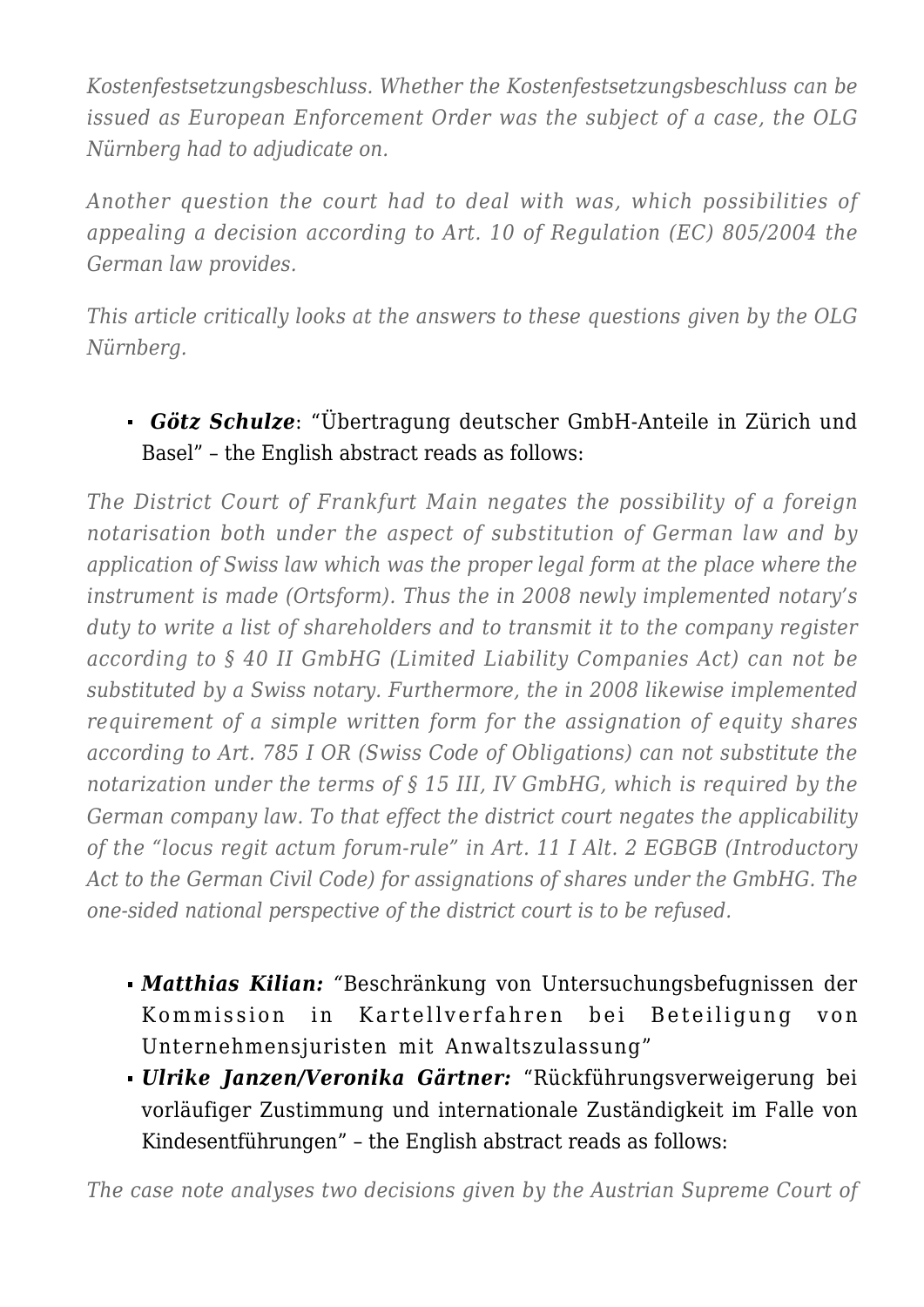*Kostenfestsetzungsbeschluss. Whether the Kostenfestsetzungsbeschluss can be issued as European Enforcement Order was the subject of a case, the OLG Nürnberg had to adjudicate on.*

*Another question the court had to deal with was, which possibilities of appealing a decision according to Art. 10 of Regulation (EC) 805/2004 the German law provides.*

*This article critically looks at the answers to these questions given by the OLG Nürnberg.*

- ***Götz Schulze***: "Übertragung deutscher GmbH-Anteile in Zürich und Basel" – the English abstract reads as follows:

*The District Court of Frankfurt Main negates the possibility of a foreign notarisation both under the aspect of substitution of German law and by application of Swiss law which was the proper legal form at the place where the instrument is made (Ortsform). Thus the in 2008 newly implemented notary's duty to write a list of shareholders and to transmit it to the company register according to § 40 II GmbHG (Limited Liability Companies Act) can not be substituted by a Swiss notary. Furthermore, the in 2008 likewise implemented requirement of a simple written form for the assignation of equity shares according to Art. 785 I OR (Swiss Code of Obligations) can not substitute the notarization under the terms of § 15 III, IV GmbHG, which is required by the German company law. To that effect the district court negates the applicability of the "locus regit actum forum-rule" in Art. 11 I Alt. 2 EGBGB (Introductory Act to the German Civil Code) for assignations of shares under the GmbHG. The one-sided national perspective of the district court is to be refused.*

- ***Matthias Kilian:*** "Beschränkung von Untersuchungsbefugnissen der Kommission in Kartellverfahren bei Beteiligung von Unternehmensjuristen mit Anwaltszulassung"
- ***Ulrike Janzen/Veronika Gärtner:*** "Rückführungsverweigerung bei vorläufiger Zustimmung und internationale Zuständigkeit im Falle von Kindesentführungen" – the English abstract reads as follows:

*The case note analyses two decisions given by the Austrian Supreme Court of*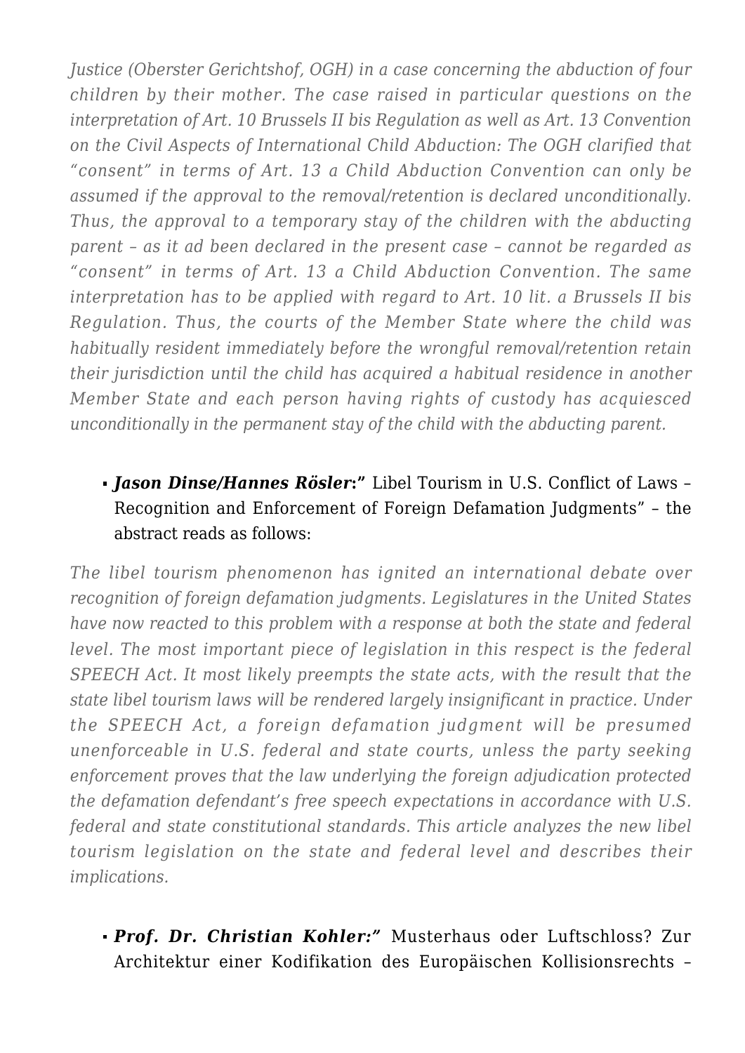*Justice (Oberster Gerichtshof, OGH) in a case concerning the abduction of four children by their mother. The case raised in particular questions on the interpretation of Art. 10 Brussels II bis Regulation as well as Art. 13 Convention on the Civil Aspects of International Child Abduction: The OGH clarified that "consent" in terms of Art. 13 a Child Abduction Convention can only be assumed if the approval to the removal/retention is declared unconditionally. Thus, the approval to a temporary stay of the children with the abducting parent – as it ad been declared in the present case – cannot be regarded as "consent" in terms of Art. 13 a Child Abduction Convention. The same interpretation has to be applied with regard to Art. 10 lit. a Brussels II bis Regulation. Thus, the courts of the Member State where the child was habitually resident immediately before the wrongful removal/retention retain their jurisdiction until the child has acquired a habitual residence in another Member State and each person having rights of custody has acquiesced unconditionally in the permanent stay of the child with the abducting parent.*

- ***Jason Dinse/Hannes Rösler*:"** Libel Tourism in U.S. Conflict of Laws – Recognition and Enforcement of Foreign Defamation Judgments" – the abstract reads as follows:

*The libel tourism phenomenon has ignited an international debate over recognition of foreign defamation judgments. Legislatures in the United States have now reacted to this problem with a response at both the state and federal level. The most important piece of legislation in this respect is the federal SPEECH Act. It most likely preempts the state acts, with the result that the state libel tourism laws will be rendered largely insignificant in practice. Under the SPEECH Act, a foreign defamation judgment will be presumed unenforceable in U.S. federal and state courts, unless the party seeking enforcement proves that the law underlying the foreign adjudication protected the defamation defendant's free speech expectations in accordance with U.S. federal and state constitutional standards. This article analyzes the new libel tourism legislation on the state and federal level and describes their implications.*

- ***Prof. Dr. Christian Kohler:"*** Musterhaus oder Luftschloss? Zur Architektur einer Kodifikation des Europäischen Kollisionsrechts –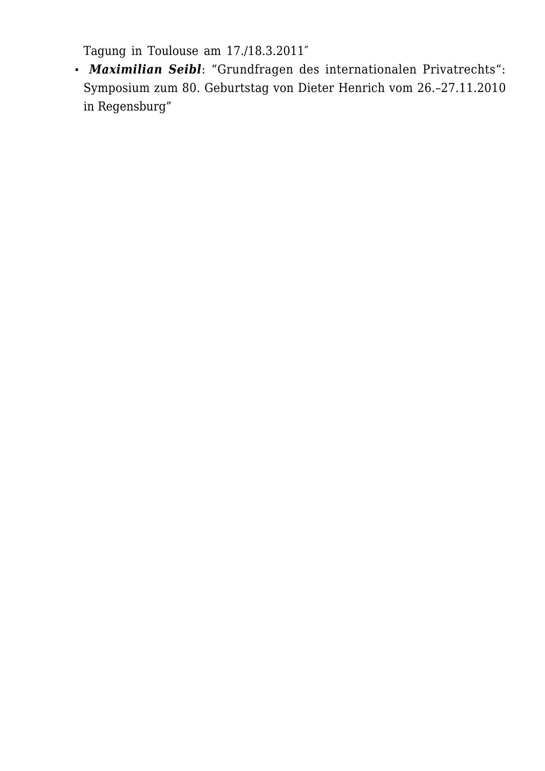Tagung in Toulouse am 17./18.3.2011″

- ***Maximilian Seibl***: "Grundfragen des internationalen Privatrechts": Symposium zum 80. Geburtstag von Dieter Henrich vom 26.–27.11.2010 in Regensburg"